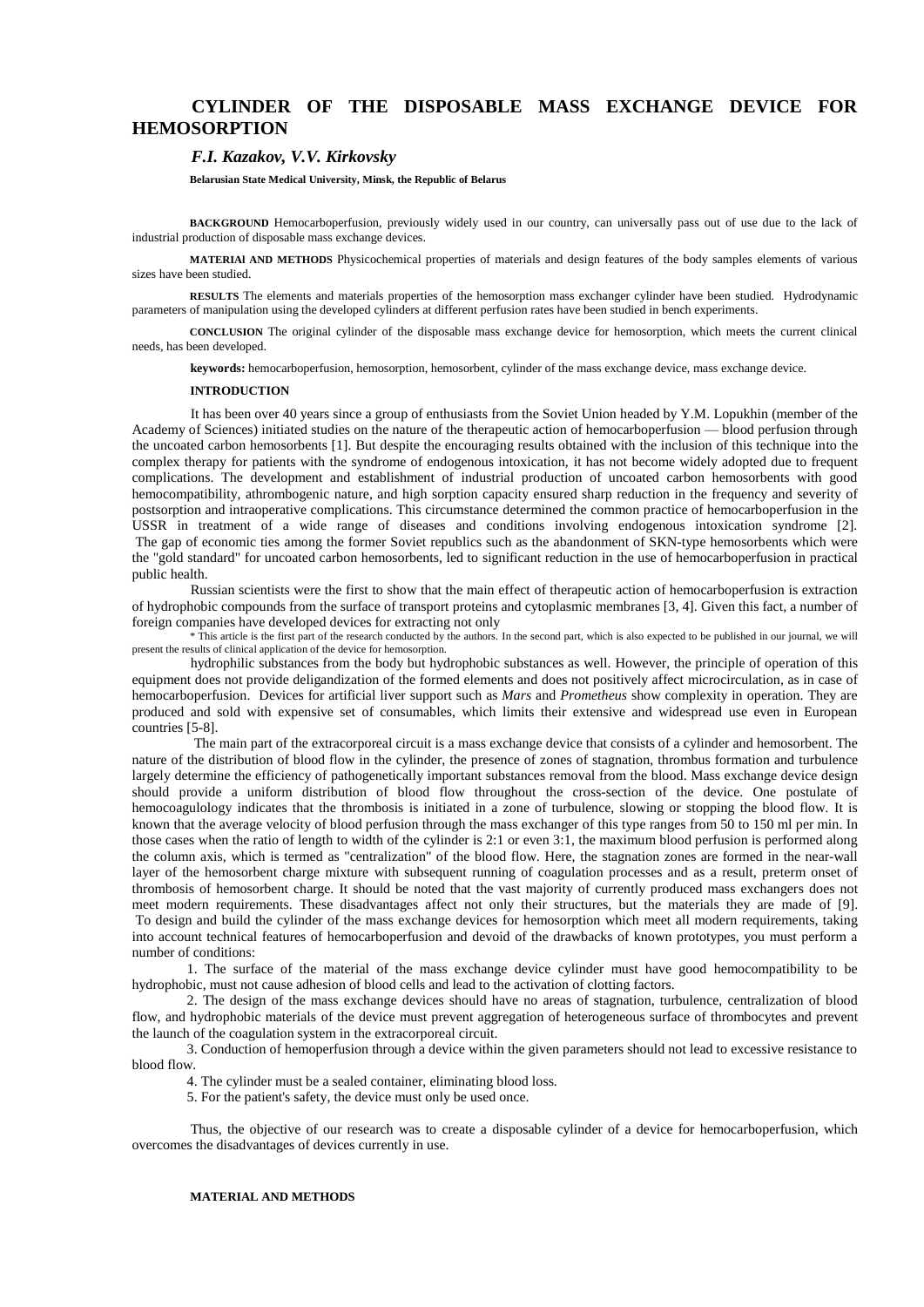# CYLINDER OF THE DISPOSABLE MASS EXCHANGE DEVICE FOR HEMOSORPTION

***F.I. Kazakov, V.V. Kirkovsky***

**Belarusian State Medical University, Minsk, the Republic of Belarus**

**BACKGROUND** Hemocarboperfusion, previously widely used in our country, can universally pass out of use due to the lack of industrial production of disposable mass exchange devices.

**MATERIAl AND METHODS** Physicochemical properties of materials and design features of the body samples elements of various sizes have been studied.

**RESULTS** The elements and materials properties of the hemosorption mass exchanger cylinder have been studied. Hydrodynamic parameters of manipulation using the developed cylinders at different perfusion rates have been studied in bench experiments.

**CONCLUSION** The original cylinder of the disposable mass exchange device for hemosorption, which meets the current clinical needs, has been developed.

**keywords:** hemocarboperfusion, hemosorption, hemosorbent, cylinder of the mass exchange device, mass exchange device.

**INTRODUCTION**

It has been over 40 years since a group of enthusiasts from the Soviet Union headed by Y.M. Lopukhin (member of the Academy of Sciences) initiated studies on the nature of the therapeutic action of hemocarboperfusion — blood perfusion through the uncoated carbon hemosorbents [1]. But despite the encouraging results obtained with the inclusion of this technique into the complex therapy for patients with the syndrome of endogenous intoxication, it has not become widely adopted due to frequent complications. The development and establishment of industrial production of uncoated carbon hemosorbents with good hemocompatibility, athrombogenic nature, and high sorption capacity ensured sharp reduction in the frequency and severity of postsorption and intraoperative complications. This circumstance determined the common practice of hemocarboperfusion in the USSR in treatment of a wide range of diseases and conditions involving endogenous intoxication syndrome [2]. The gap of economic ties among the former Soviet republics such as the abandonment of SKN-type hemosorbents which were the "gold standard" for uncoated carbon hemosorbents, led to significant reduction in the use of hemocarboperfusion in practical public health.

Russian scientists were the first to show that the main effect of therapeutic action of hemocarboperfusion is extraction of hydrophobic compounds from the surface of transport proteins and cytoplasmic membranes [3, 4]. Given this fact, a number of foreign companies have developed devices for extracting not only

\* This article is the first part of the research conducted by the authors. In the second part, which is also expected to be published in our journal, we will present the results of clinical application of the device for hemosorption.

hydrophilic substances from the body but hydrophobic substances as well. However, the principle of operation of this equipment does not provide deligandization of the formed elements and does not positively affect microcirculation, as in case of hemocarboperfusion. Devices for artificial liver support such as *Mars* and *Prometheus* show complexity in operation. They are produced and sold with expensive set of consumables, which limits their extensive and widespread use even in European countries [5-8].

The main part of the extracorporeal circuit is a mass exchange device that consists of a cylinder and hemosorbent. The nature of the distribution of blood flow in the cylinder, the presence of zones of stagnation, thrombus formation and turbulence largely determine the efficiency of pathogenetically important substances removal from the blood. Mass exchange device design should provide a uniform distribution of blood flow throughout the cross-section of the device. One postulate of hemocoagulology indicates that the thrombosis is initiated in a zone of turbulence, slowing or stopping the blood flow. It is known that the average velocity of blood perfusion through the mass exchanger of this type ranges from 50 to 150 ml per min. In those cases when the ratio of length to width of the cylinder is 2:1 or even 3:1, the maximum blood perfusion is performed along the column axis, which is termed as "centralization" of the blood flow. Here, the stagnation zones are formed in the near-wall layer of the hemosorbent charge mixture with subsequent running of coagulation processes and as a result, preterm onset of thrombosis of hemosorbent charge. It should be noted that the vast majority of currently produced mass exchangers does not meet modern requirements. These disadvantages affect not only their structures, but the materials they are made of [9]. To design and build the cylinder of the mass exchange devices for hemosorption which meet all modern requirements, taking into account technical features of hemocarboperfusion and devoid of the drawbacks of known prototypes, you must perform a number of conditions:

1. The surface of the material of the mass exchange device cylinder must have good hemocompatibility to be hydrophobic, must not cause adhesion of blood cells and lead to the activation of clotting factors.
2. The design of the mass exchange devices should have no areas of stagnation, turbulence, centralization of blood flow, and hydrophobic materials of the device must prevent aggregation of heterogeneous surface of thrombocytes and prevent the launch of the coagulation system in the extracorporeal circuit.
3. Conduction of hemoperfusion through a device within the given parameters should not lead to excessive resistance to blood flow.
4. The cylinder must be a sealed container, eliminating blood loss.
5. For the patient's safety, the device must only be used once.

Thus, the objective of our research was to create a disposable cylinder of a device for hemocarboperfusion, which overcomes the disadvantages of devices currently in use.

**MATERIAL AND METHODS**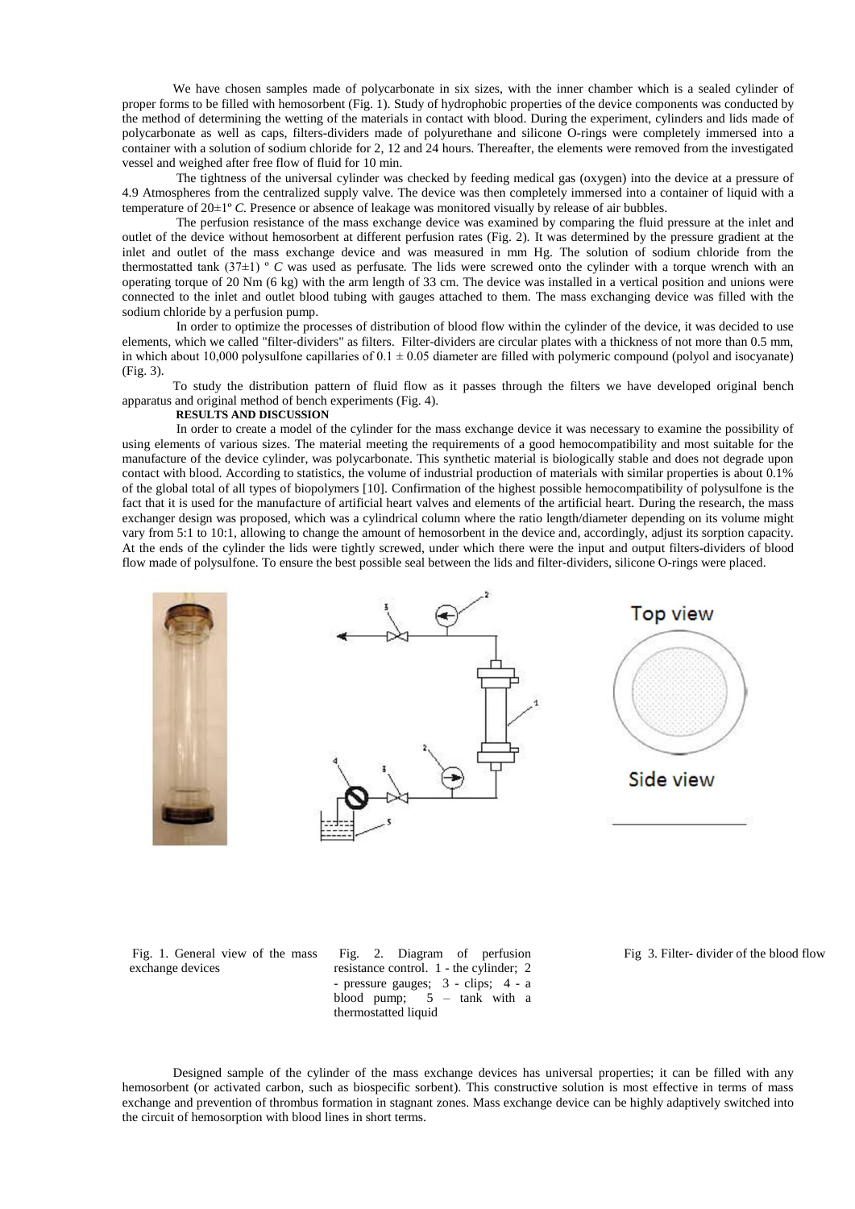We have chosen samples made of polycarbonate in six sizes, with the inner chamber which is a sealed cylinder of proper forms to be filled with hemosorbent (Fig. 1). Study of hydrophobic properties of the device components was conducted by the method of determining the wetting of the materials in contact with blood. During the experiment, cylinders and lids made of polycarbonate as well as caps, filters-dividers made of polyurethane and silicone O-rings were completely immersed into a container with a solution of sodium chloride for 2, 12 and 24 hours. Thereafter, the elements were removed from the investigated vessel and weighed after free flow of fluid for 10 min.

The tightness of the universal cylinder was checked by feeding medical gas (oxygen) into the device at a pressure of 4.9 Atmospheres from the centralized supply valve. The device was then completely immersed into a container of liquid with a temperature of 20±1º *C*. Presence or absence of leakage was monitored visually by release of air bubbles.

The perfusion resistance of the mass exchange device was examined by comparing the fluid pressure at the inlet and outlet of the device without hemosorbent at different perfusion rates (Fig. 2). It was determined by the pressure gradient at the inlet and outlet of the mass exchange device and was measured in mm Hg. The solution of sodium chloride from the thermostatted tank (37±1) º *C* was used as perfusate. The lids were screwed onto the cylinder with a torque wrench with an operating torque of 20 Nm (6 kg) with the arm length of 33 cm. The device was installed in a vertical position and unions were connected to the inlet and outlet blood tubing with gauges attached to them. The mass exchanging device was filled with the sodium chloride by a perfusion pump.

In order to optimize the processes of distribution of blood flow within the cylinder of the device, it was decided to use elements, which we called "filter-dividers" as filters. Filter-dividers are circular plates with a thickness of not more than 0.5 mm, in which about 10,000 polysulfone capillaries of 0.1 ± 0.05 diameter are filled with polymeric compound (polyol and isocyanate) (Fig. 3).

To study the distribution pattern of fluid flow as it passes through the filters we have developed original bench apparatus and original method of bench experiments (Fig. 4).

**RESULTS AND DISCUSSION**

In order to create a model of the cylinder for the mass exchange device it was necessary to examine the possibility of using elements of various sizes. The material meeting the requirements of a good hemocompatibility and most suitable for the manufacture of the device cylinder, was polycarbonate. This synthetic material is biologically stable and does not degrade upon contact with blood. According to statistics, the volume of industrial production of materials with similar properties is about 0.1% of the global total of all types of biopolymers [10]. Confirmation of the highest possible hemocompatibility of polysulfone is the fact that it is used for the manufacture of artificial heart valves and elements of the artificial heart. During the research, the mass exchanger design was proposed, which was a cylindrical column where the ratio length/diameter depending on its volume might vary from 5:1 to 10:1, allowing to change the amount of hemosorbent in the device and, accordingly, adjust its sorption capacity. At the ends of the cylinder the lids were tightly screwed, under which there were the input and output filters-dividers of blood flow made of polysulfone. To ensure the best possible seal between the lids and filter-dividers, silicone O-rings were placed.

Fig. 1. General view of the mass exchange devices

Fig. 2. Diagram of perfusion resistance control. 1 - the cylinder; 2 - pressure gauges; 3 - clips; 4 - a blood pump; 5 – tank with a thermostatted liquid

Fig 3. Filter- divider of the blood flow

Designed sample of the cylinder of the mass exchange devices has universal properties; it can be filled with any hemosorbent (or activated carbon, such as biospecific sorbent). This constructive solution is most effective in terms of mass exchange and prevention of thrombus formation in stagnant zones. Mass exchange device can be highly adaptively switched into the circuit of hemosorption with blood lines in short terms.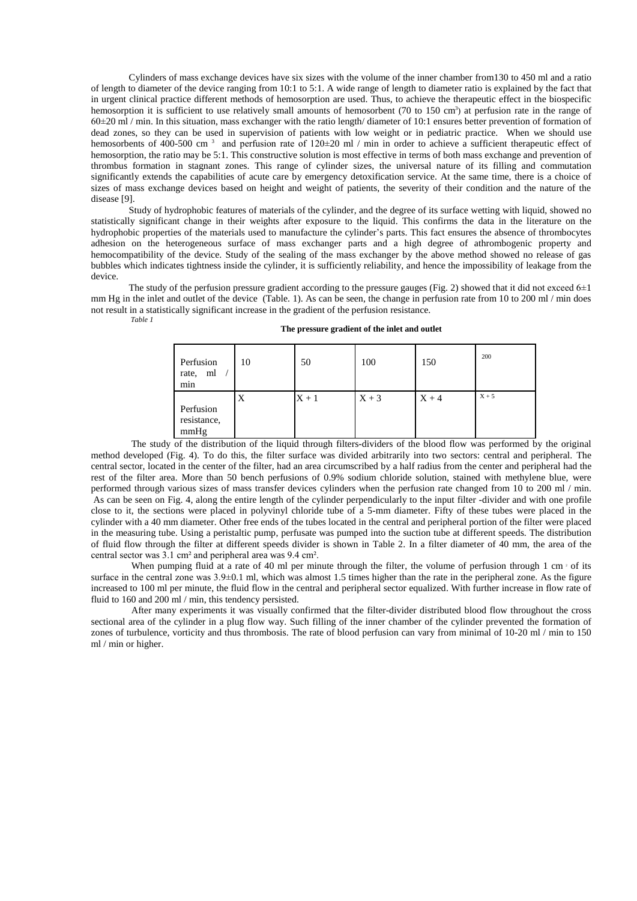Cylinders of mass exchange devices have six sizes with the volume of the inner chamber from130 to 450 ml and a ratio of length to diameter of the device ranging from 10:1 to 5:1. A wide range of length to diameter ratio is explained by the fact that in urgent clinical practice different methods of hemosorption are used. Thus, to achieve the therapeutic effect in the biospecific hemosorption it is sufficient to use relatively small amounts of hemosorbent (70 to 150 $cm^3$) at perfusion rate in the range of 60±20 ml / min. In this situation, mass exchanger with the ratio length/ diameter of 10:1 ensures better prevention of formation of dead zones, so they can be used in supervision of patients with low weight or in pediatric practice. When we should use hemosorbents of 400-500 $cm^3$ and perfusion rate of 120±20 ml / min in order to achieve a sufficient therapeutic effect of hemosorption, the ratio may be 5:1. This constructive solution is most effective in terms of both mass exchange and prevention of thrombus formation in stagnant zones. This range of cylinder sizes, the universal nature of its filling and commutation significantly extends the capabilities of acute care by emergency detoxification service. At the same time, there is a choice of sizes of mass exchange devices based on height and weight of patients, the severity of their condition and the nature of the disease [9].

Study of hydrophobic features of materials of the cylinder, and the degree of its surface wetting with liquid, showed no statistically significant change in their weights after exposure to the liquid. This confirms the data in the literature on the hydrophobic properties of the materials used to manufacture the cylinder's parts. This fact ensures the absence of thrombocytes adhesion on the heterogeneous surface of mass exchanger parts and a high degree of athrombogenic property and hemocompatibility of the device. Study of the sealing of the mass exchanger by the above method showed no release of gas bubbles which indicates tightness inside the cylinder, it is sufficiently reliability, and hence the impossibility of leakage from the device.

The study of the perfusion pressure gradient according to the pressure gauges (Fig. 2) showed that it did not exceed 6±1 mm Hg in the inlet and outlet of the device (Table. 1). As can be seen, the change in perfusion rate from 10 to 200 ml / min does not result in a statistically significant increase in the gradient of the perfusion resistance.

*Table 1*

**The pressure gradient of the inlet and outlet**

| Perfusion rate, ml / min | 10 | 50 | 100 | 150 | 200 |
|---|---|---|---|---|---|
| Perfusion resistance, mmHg | X | X + 1 | X + 3 | X + 4 | X + 5 |

The study of the distribution of the liquid through filters-dividers of the blood flow was performed by the original method developed (Fig. 4). To do this, the filter surface was divided arbitrarily into two sectors: central and peripheral. The central sector, located in the center of the filter, had an area circumscribed by a half radius from the center and peripheral had the rest of the filter area. More than 50 bench perfusions of 0.9% sodium chloride solution, stained with methylene blue, were performed through various sizes of mass transfer devices cylinders when the perfusion rate changed from 10 to 200 ml / min. As can be seen on Fig. 4, along the entire length of the cylinder perpendicularly to the input filter -divider and with one profile close to it, the sections were placed in polyvinyl chloride tube of a 5-mm diameter. Fifty of these tubes were placed in the cylinder with a 40 mm diameter. Other free ends of the tubes located in the central and peripheral portion of the filter were placed in the measuring tube. Using a peristaltic pump, perfusate was pumped into the suction tube at different speeds. The distribution of fluid flow through the filter at different speeds divider is shown in Table 2. In a filter diameter of 40 mm, the area of the central sector was 3.1 $cm^2$ and peripheral area was 9.4 $cm^2$.

When pumping fluid at a rate of 40 ml per minute through the filter, the volume of perfusion through 1 $cm^2$ of its surface in the central zone was 3.9±0.1 ml, which was almost 1.5 times higher than the rate in the peripheral zone. As the figure increased to 100 ml per minute, the fluid flow in the central and peripheral sector equalized. With further increase in flow rate of fluid to 160 and 200 ml / min, this tendency persisted.

After many experiments it was visually confirmed that the filter-divider distributed blood flow throughout the cross sectional area of the cylinder in a plug flow way. Such filling of the inner chamber of the cylinder prevented the formation of zones of turbulence, vorticity and thus thrombosis. The rate of blood perfusion can vary from minimal of 10-20 ml / min to 150 ml / min or higher.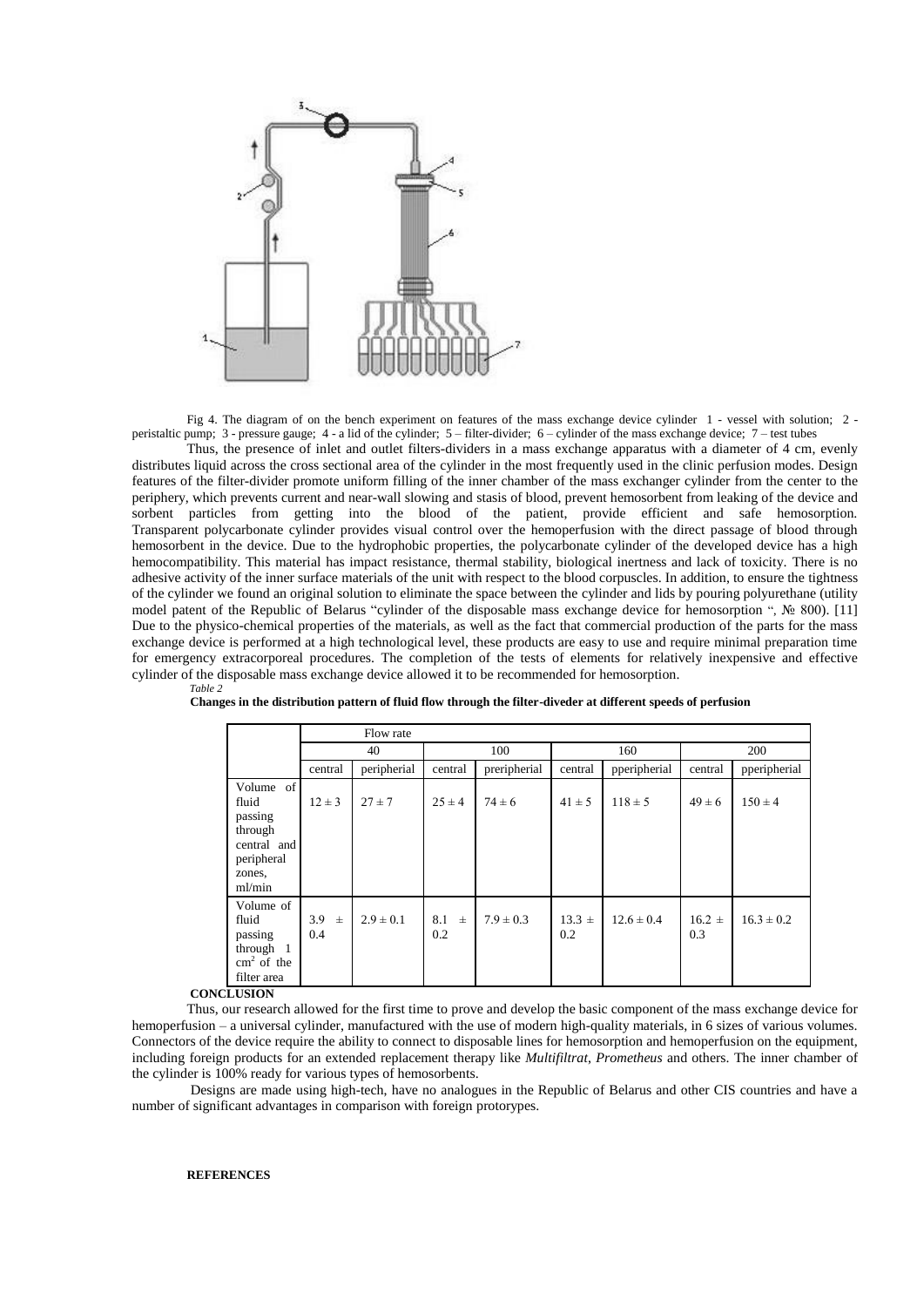Fig 4. The diagram of on the bench experiment on features of the mass exchange device cylinder 1 - vessel with solution; 2 - peristaltic pump; 3 - pressure gauge; 4 - a lid of the cylinder; 5 – filter-divider; 6 – cylinder of the mass exchange device; 7 – test tubes

Thus, the presence of inlet and outlet filters-dividers in a mass exchange apparatus with a diameter of 4 cm, evenly distributes liquid across the cross sectional area of the cylinder in the most frequently used in the clinic perfusion modes. Design features of the filter-divider promote uniform filling of the inner chamber of the mass exchanger cylinder from the center to the periphery, which prevents current and near-wall slowing and stasis of blood, prevent hemosorbent from leaking of the device and sorbent particles from getting into the blood of the patient, provide efficient and safe hemosorption. Transparent polycarbonate cylinder provides visual control over the hemoperfusion with the direct passage of blood through hemosorbent in the device. Due to the hydrophobic properties, the polycarbonate cylinder of the developed device has a high hemocompatibility. This material has impact resistance, thermal stability, biological inertness and lack of toxicity. There is no adhesive activity of the inner surface materials of the unit with respect to the blood corpuscles. In addition, to ensure the tightness of the cylinder we found an original solution to eliminate the space between the cylinder and lids by pouring polyurethane (utility model patent of the Republic of Belarus "cylinder of the disposable mass exchange device for hemosorption ", № 800). [11] Due to the physico-chemical properties of the materials, as well as the fact that commercial production of the parts for the mass exchange device is performed at a high technological level, these products are easy to use and require minimal preparation time for emergency extracorporeal procedures. The completion of the tests of elements for relatively inexpensive and effective cylinder of the disposable mass exchange device allowed it to be recommended for hemosorption.

*Table 2*

**Changes in the distribution pattern of fluid flow through the filter-diveder at different speeds of perfusion**

| | Flow rate | | | | | | | |
|---|---|---|---|---|---|---|---|---|
| | 40 | | 100 | | 160 | | 200 | |
| | central | peripherial | central | preripherial | central | pperipherial | central | pperipherial |
| Volume of fluid passing through central and peripheral zones, ml/min | 12 ± 3 | 27 ± 7 | 25 ± 4 | 74 ± 6 | 41 ± 5 | 118 ± 5 | 49 ± 6 | 150 ± 4 |
| Volume of fluid passing through 1 $cm^2$ of the filter area | 3.9 ± 0.4 | 2.9 ± 0.1 | 8.1 ± 0.2 | 7.9 ± 0.3 | 13.3 ± 0.2 | 12.6 ± 0.4 | 16.2 ± 0.3 | 16.3 ± 0.2 |

**CONCLUSION**

Thus, our research allowed for the first time to prove and develop the basic component of the mass exchange device for hemoperfusion – a universal cylinder, manufactured with the use of modern high-quality materials, in 6 sizes of various volumes. Connectors of the device require the ability to connect to disposable lines for hemosorption and hemoperfusion on the equipment, including foreign products for an extended replacement therapy like *Multifiltrat*, *Prometheus* and others. The inner chamber of the cylinder is 100% ready for various types of hemosorbents.

Designs are made using high-tech, have no analogues in the Republic of Belarus and other CIS countries and have a number of significant advantages in comparison with foreign protorypes.

**REFERENCES**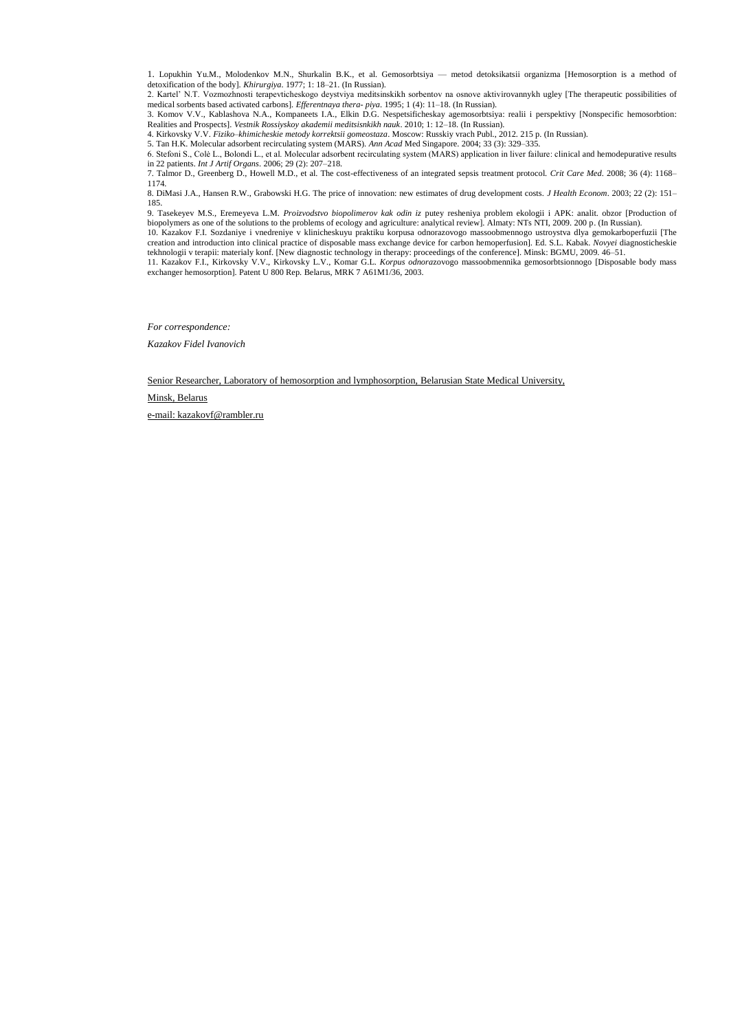1. Lopukhin Yu.M., Molodenkov M.N., Shurkalin B.K., et al. Gemosorbtsiya — metod detoksikatsii organizma [Hemosorption is a method of detoxification of the body]. *Khirurgiya*. 1977; 1: 18–21. (In Russian).

2. Kartel' N.T. Vozmozhnosti terapevticheskogo deystviya meditsinskikh sorbentov na osnove aktivirovannykh ugley [The therapeutic possibilities of medical sorbents based activated carbons]. *Efferentnaya thera- piya*. 1995; 1 (4): 11–18. (In Russian).

3. Komov V.V., Kablashova N.A., Kompaneets I.A., Elkin D.G. Nespetsificheskay agemosorbtsiya: realii i perspektivy [Nonspecific hemosorbtion: Realities and Prospects]. *Vestnik Rossiyskoy akademii meditsisnkikh nauk*. 2010; 1: 12–18. (In Russian).

4. Kirkovsky V.V. *Fiziko–khimicheskie metody korrektsii gomeostaza*. Moscow: Russkiy vrach Publ., 2012. 215 p. (In Russian).

5. Tan H.K. Molecular adsorbent recirculating system (MARS). *Ann Acad* Med Singapore. 2004; 33 (3): 329–335.

6. Stefoni S., Colè L., Bolondi L., et al. Molecular adsorbent recirculating system (MARS) application in liver failure: clinical and hemodepurative results in 22 patients. *Int J Artif Organs*. 2006; 29 (2): 207–218.

7. Talmor D., Greenberg D., Howell M.D., et al. The cost-effectiveness of an integrated sepsis treatment protocol. *Crit Care Med*. 2008; 36 (4): 1168–1174.

8. DiMasi J.A., Hansen R.W., Grabowski H.G. The price of innovation: new estimates of drug development costs. *J Health Econom*. 2003; 22 (2): 151–185.

9. Tasekeyev M.S., Eremeyeva L.M. *Proizvodstvo biopolimerov kak odin iz* putey resheniya problem ekologii i APK: analit. obzor [Production of biopolymers as one of the solutions to the problems of ecology and agriculture: analytical review]. Almaty: NTs NTI, 2009. 200 p. (In Russian).

10. Kazakov F.I. Sozdaniye i vnedreniye v klinicheskuyu praktiku korpusa odnorazovogo massoobmennogo ustroystva dlya gemokarboperfuzii [The creation and introduction into clinical practice of disposable mass exchange device for carbon hemoperfusion]. Ed. S.L. Kabak. *Novyei* diagnosticheskie tekhnologii v terapii: materialy konf. [New diagnostic technology in therapy: proceedings of the conference]. Minsk: BGMU, 2009. 46–51.

11. Kazakov F.I., Kirkovsky V.V., Kirkovsky L.V., Komar G.L. *Korpus odnora*zovogo massoobmennika gemosorbtsionnogo [Disposable body mass exchanger hemosorption]. Patent U 800 Rep. Belarus, MRK 7 A61M1/36, 2003.

*For correspondence:*

*Kazakov Fidel Ivanovich*

Senior Researcher, Laboratory of hemosorption and lymphosorption, Belarusian State Medical University,

Minsk, Belarus

e-mail: kazakovf@rambler.ru